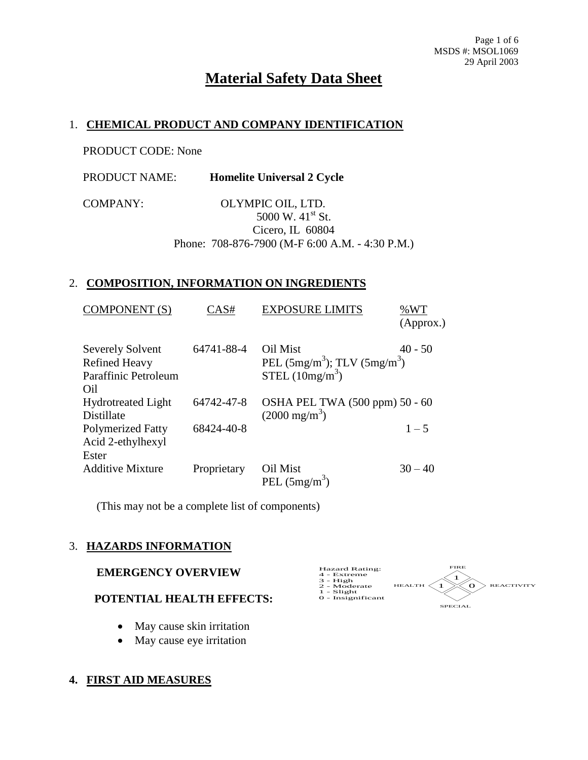MSDS #: MSOL1069
29 April 2003

# Material Safety Data Sheet

## 1. CHEMICAL PRODUCT AND COMPANY IDENTIFICATION

PRODUCT CODE: None

PRODUCT NAME: **Homelite Universal 2 Cycle**

COMPANY: OLYMPIC OIL, LTD.
5000 W. 41st St.
Cicero, IL 60804
Phone: 708-876-7900 (M-F 6:00 A.M. - 4:30 P.M.)

## 2. COMPOSITION, INFORMATION ON INGREDIENTS

| COMPONENT (S) | CAS# | EXPOSURE LIMITS | %WT (Approx.) |
|---|---|---|---|
| Severely Solvent Refined Heavy Paraffinic Petroleum Oil | 64741-88-4 | Oil Mist PEL ($5 mg/m^3$); TLV ($5 mg/m^3$) STEL ($10 mg/m^3$) | 40 - 50 |
| Hydrotreated Light Distillate | 64742-47-8 | OSHA PEL TWA (500 ppm) ($2000\ mg/m^3$) | 50 - 60 |
| Polymerized Fatty Acid 2-ethylhexyl Ester | 68424-40-8 | | 1 – 5 |
| Additive Mixture | Proprietary | Oil Mist PEL ($5 mg/m^3$) | 30 – 40 |

(This may not be a complete list of components)

## 3. HAZARDS INFORMATION

**EMERGENCY OVERVIEW**

Hazard Rating:
4 - Extreme
3 - High
2 - Moderate
1 - Slight
0 - Insignificant

| FIRE | HEALTH | REACTIVITY | SPECIAL |
|---|---|---|---|
| 1 | 1 | 0 | |

**POTENTIAL HEALTH EFFECTS:**

- May cause skin irritation
- May cause eye irritation

## 4. FIRST AID MEASURES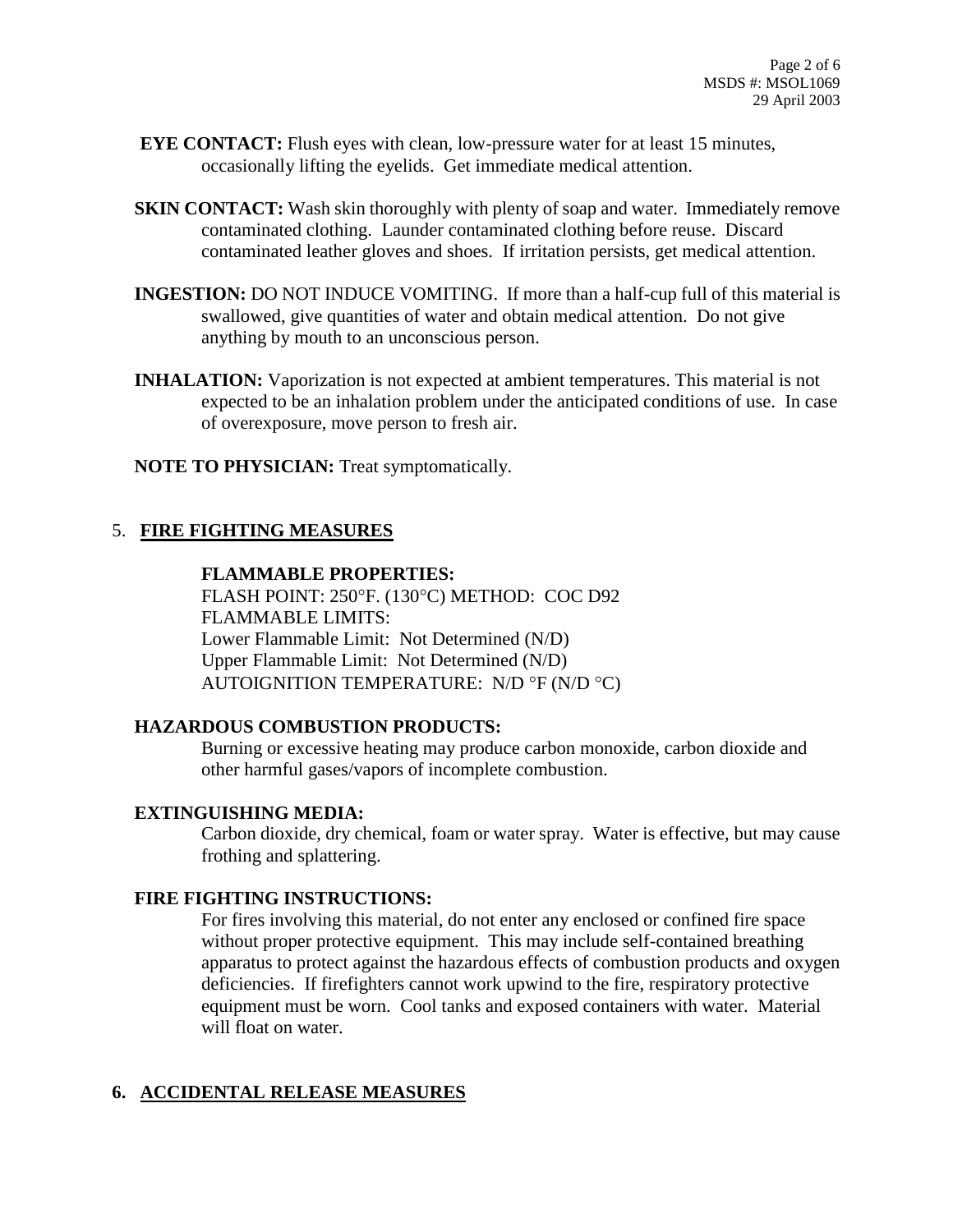**EYE CONTACT:** Flush eyes with clean, low-pressure water for at least 15 minutes, occasionally lifting the eyelids. Get immediate medical attention.

**SKIN CONTACT:** Wash skin thoroughly with plenty of soap and water. Immediately remove contaminated clothing. Launder contaminated clothing before reuse. Discard contaminated leather gloves and shoes. If irritation persists, get medical attention.

**INGESTION:** DO NOT INDUCE VOMITING. If more than a half-cup full of this material is swallowed, give quantities of water and obtain medical attention. Do not give anything by mouth to an unconscious person.

**INHALATION:** Vaporization is not expected at ambient temperatures. This material is not expected to be an inhalation problem under the anticipated conditions of use. In case of overexposure, move person to fresh air.

**NOTE TO PHYSICIAN:** Treat symptomatically.

## 5. FIRE FIGHTING MEASURES

**FLAMMABLE PROPERTIES:**

FLASH POINT: 250°F. (130°C) METHOD: COC D92
FLAMMABLE LIMITS:
Lower Flammable Limit: Not Determined (N/D)
Upper Flammable Limit: Not Determined (N/D)
AUTOIGNITION TEMPERATURE: N/D °F (N/D °C)

**HAZARDOUS COMBUSTION PRODUCTS:**

Burning or excessive heating may produce carbon monoxide, carbon dioxide and other harmful gases/vapors of incomplete combustion.

**EXTINGUISHING MEDIA:**

Carbon dioxide, dry chemical, foam or water spray. Water is effective, but may cause frothing and splattering.

**FIRE FIGHTING INSTRUCTIONS:**

For fires involving this material, do not enter any enclosed or confined fire space without proper protective equipment. This may include self-contained breathing apparatus to protect against the hazardous effects of combustion products and oxygen deficiencies. If firefighters cannot work upwind to the fire, respiratory protective equipment must be worn. Cool tanks and exposed containers with water. Material will float on water.

## 6. ACCIDENTAL RELEASE MEASURES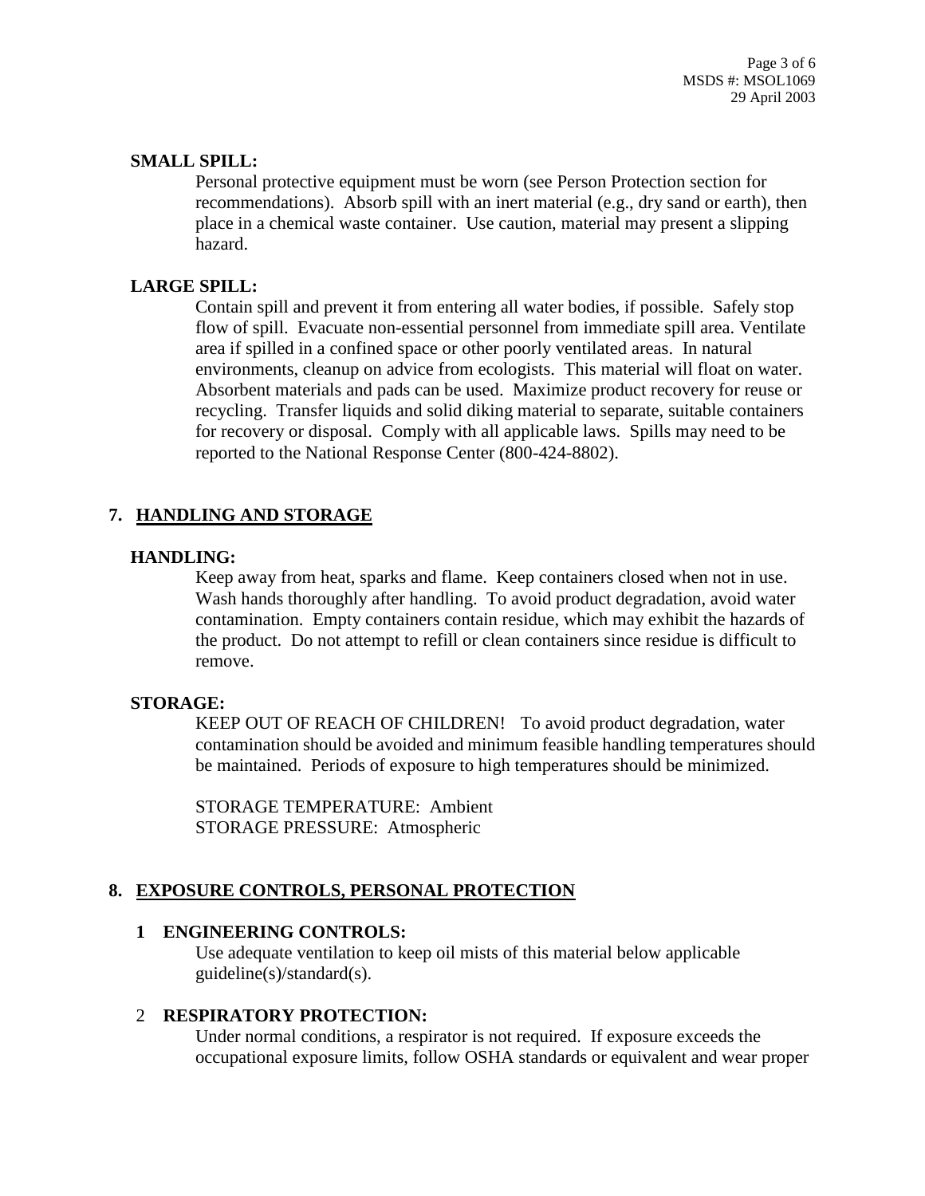**SMALL SPILL:**

Personal protective equipment must be worn (see Person Protection section for recommendations). Absorb spill with an inert material (e.g., dry sand or earth), then place in a chemical waste container. Use caution, material may present a slipping hazard.

**LARGE SPILL:**

Contain spill and prevent it from entering all water bodies, if possible. Safely stop flow of spill. Evacuate non-essential personnel from immediate spill area. Ventilate area if spilled in a confined space or other poorly ventilated areas. In natural environments, cleanup on advice from ecologists. This material will float on water. Absorbent materials and pads can be used. Maximize product recovery for reuse or recycling. Transfer liquids and solid diking material to separate, suitable containers for recovery or disposal. Comply with all applicable laws. Spills may need to be reported to the National Response Center (800-424-8802).

## 7. HANDLING AND STORAGE

**HANDLING:**

Keep away from heat, sparks and flame. Keep containers closed when not in use. Wash hands thoroughly after handling. To avoid product degradation, avoid water contamination. Empty containers contain residue, which may exhibit the hazards of the product. Do not attempt to refill or clean containers since residue is difficult to remove.

**STORAGE:**

KEEP OUT OF REACH OF CHILDREN! To avoid product degradation, water contamination should be avoided and minimum feasible handling temperatures should be maintained. Periods of exposure to high temperatures should be minimized.

STORAGE TEMPERATURE: Ambient
STORAGE PRESSURE: Atmospheric

## 8. EXPOSURE CONTROLS, PERSONAL PROTECTION

**1 ENGINEERING CONTROLS:**

Use adequate ventilation to keep oil mists of this material below applicable guideline(s)/standard(s).

**2 RESPIRATORY PROTECTION:**

Under normal conditions, a respirator is not required. If exposure exceeds the occupational exposure limits, follow OSHA standards or equivalent and wear proper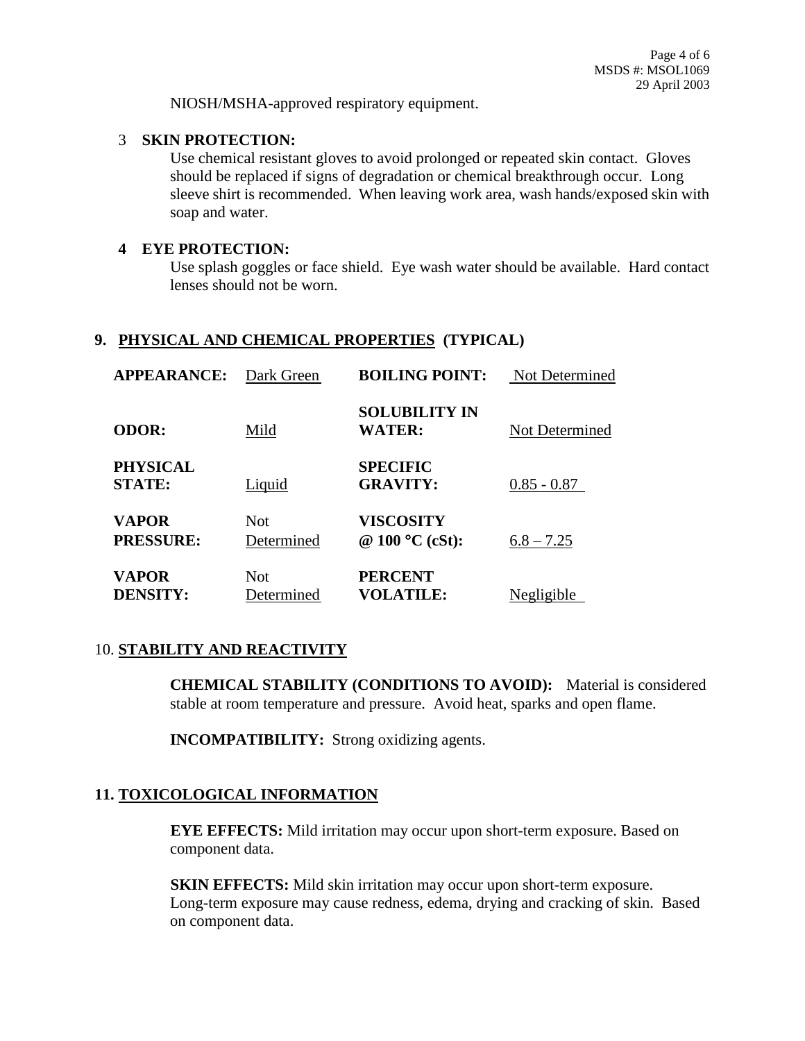NIOSH/MSHA-approved respiratory equipment.

3 **SKIN PROTECTION:**

Use chemical resistant gloves to avoid prolonged or repeated skin contact. Gloves should be replaced if signs of degradation or chemical breakthrough occur. Long sleeve shirt is recommended. When leaving work area, wash hands/exposed skin with soap and water.

**4 EYE PROTECTION:**

Use splash goggles or face shield. Eye wash water should be available. Hard contact lenses should not be worn.

## 9. PHYSICAL AND CHEMICAL PROPERTIES (TYPICAL)

| | | | |
|---|---|---|---|
| **APPEARANCE:** | Dark Green | **BOILING POINT:** | Not Determined |
| **ODOR:** | Mild | **SOLUBILITY IN WATER:** | Not Determined |
| **PHYSICAL STATE:** | Liquid | **SPECIFIC GRAVITY:** | 0.85 - 0.87 |
| **VAPOR PRESSURE:** | Not Determined | **VISCOSITY @ 100 °C (cSt):** | 6.8 – 7.25 |
| **VAPOR DENSITY:** | Not Determined | **PERCENT VOLATILE:** | Negligible |

## 10. STABILITY AND REACTIVITY

**CHEMICAL STABILITY (CONDITIONS TO AVOID):** Material is considered stable at room temperature and pressure. Avoid heat, sparks and open flame.

**INCOMPATIBILITY:** Strong oxidizing agents.

## 11. TOXICOLOGICAL INFORMATION

**EYE EFFECTS:** Mild irritation may occur upon short-term exposure. Based on component data.

**SKIN EFFECTS:** Mild skin irritation may occur upon short-term exposure. Long-term exposure may cause redness, edema, drying and cracking of skin. Based on component data.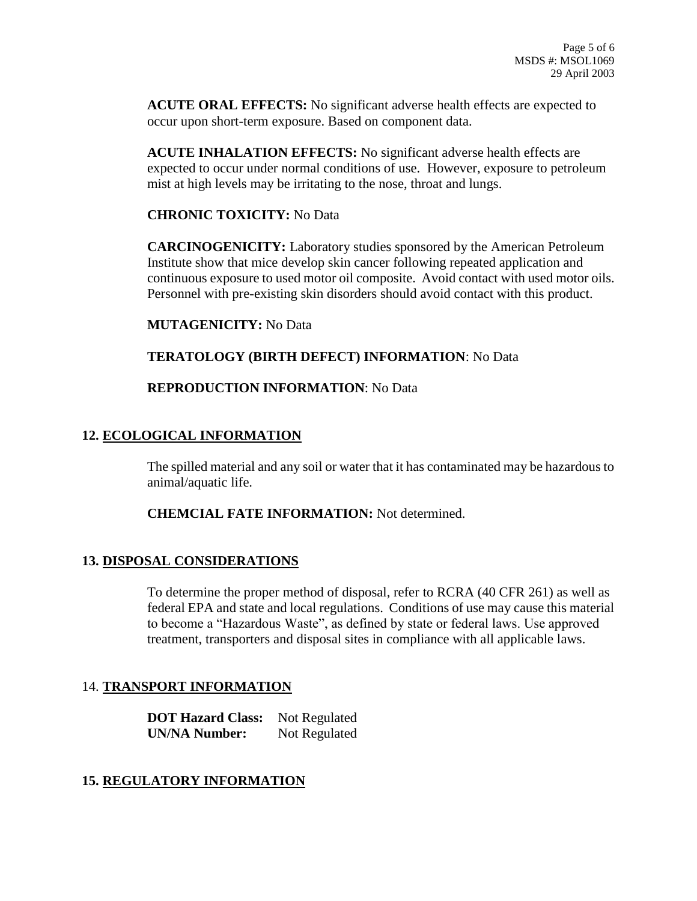**ACUTE ORAL EFFECTS:** No significant adverse health effects are expected to occur upon short-term exposure. Based on component data.

**ACUTE INHALATION EFFECTS:** No significant adverse health effects are expected to occur under normal conditions of use. However, exposure to petroleum mist at high levels may be irritating to the nose, throat and lungs.

**CHRONIC TOXICITY:** No Data

**CARCINOGENICITY:** Laboratory studies sponsored by the American Petroleum Institute show that mice develop skin cancer following repeated application and continuous exposure to used motor oil composite. Avoid contact with used motor oils. Personnel with pre-existing skin disorders should avoid contact with this product.

**MUTAGENICITY:** No Data

**TERATOLOGY (BIRTH DEFECT) INFORMATION**: No Data

**REPRODUCTION INFORMATION**: No Data

## 12. ECOLOGICAL INFORMATION

The spilled material and any soil or water that it has contaminated may be hazardous to animal/aquatic life.

**CHEMCIAL FATE INFORMATION:** Not determined.

## 13. DISPOSAL CONSIDERATIONS

To determine the proper method of disposal, refer to RCRA (40 CFR 261) as well as federal EPA and state and local regulations. Conditions of use may cause this material to become a "Hazardous Waste", as defined by state or federal laws. Use approved treatment, transporters and disposal sites in compliance with all applicable laws.

## 14. TRANSPORT INFORMATION

**DOT Hazard Class:** Not Regulated
**UN/NA Number:** Not Regulated

## 15. REGULATORY INFORMATION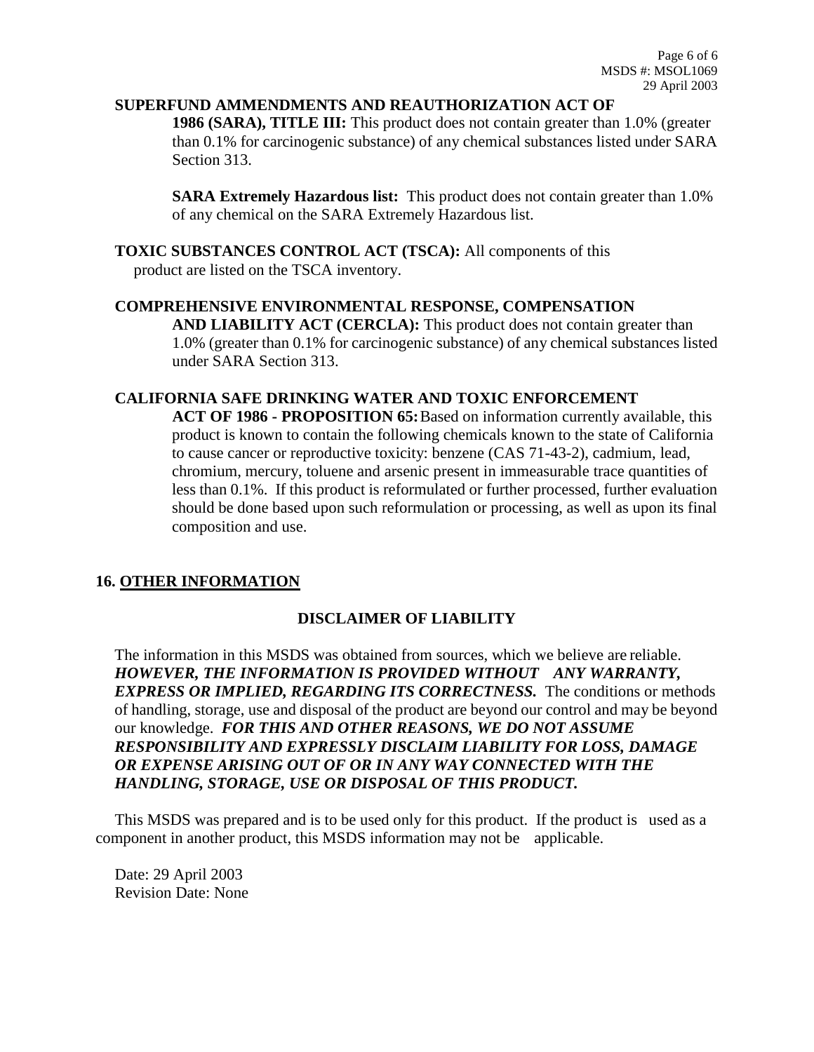**SUPERFUND AMMENDMENTS AND REAUTHORIZATION ACT OF 1986 (SARA), TITLE III:** This product does not contain greater than 1.0% (greater than 0.1% for carcinogenic substance) of any chemical substances listed under SARA Section 313.

**SARA Extremely Hazardous list:** This product does not contain greater than 1.0% of any chemical on the SARA Extremely Hazardous list.

**TOXIC SUBSTANCES CONTROL ACT (TSCA):** All components of this product are listed on the TSCA inventory.

**COMPREHENSIVE ENVIRONMENTAL RESPONSE, COMPENSATION AND LIABILITY ACT (CERCLA):** This product does not contain greater than 1.0% (greater than 0.1% for carcinogenic substance) of any chemical substances listed under SARA Section 313.

**CALIFORNIA SAFE DRINKING WATER AND TOXIC ENFORCEMENT ACT OF 1986 - PROPOSITION 65:** Based on information currently available, this product is known to contain the following chemicals known to the state of California to cause cancer or reproductive toxicity: benzene (CAS 71-43-2), cadmium, lead, chromium, mercury, toluene and arsenic present in immeasurable trace quantities of less than 0.1%. If this product is reformulated or further processed, further evaluation should be done based upon such reformulation or processing, as well as upon its final composition and use.

## 16. OTHER INFORMATION

### DISCLAIMER OF LIABILITY

The information in this MSDS was obtained from sources, which we believe are reliable. ***HOWEVER, THE INFORMATION IS PROVIDED WITHOUT ANY WARRANTY, EXPRESS OR IMPLIED, REGARDING ITS CORRECTNESS.*** The conditions or methods of handling, storage, use and disposal of the product are beyond our control and may be beyond our knowledge. ***FOR THIS AND OTHER REASONS, WE DO NOT ASSUME RESPONSIBILITY AND EXPRESSLY DISCLAIM LIABILITY FOR LOSS, DAMAGE OR EXPENSE ARISING OUT OF OR IN ANY WAY CONNECTED WITH THE HANDLING, STORAGE, USE OR DISPOSAL OF THIS PRODUCT.***

This MSDS was prepared and is to be used only for this product. If the product is used as a component in another product, this MSDS information may not be applicable.

Date: 29 April 2003
Revision Date: None